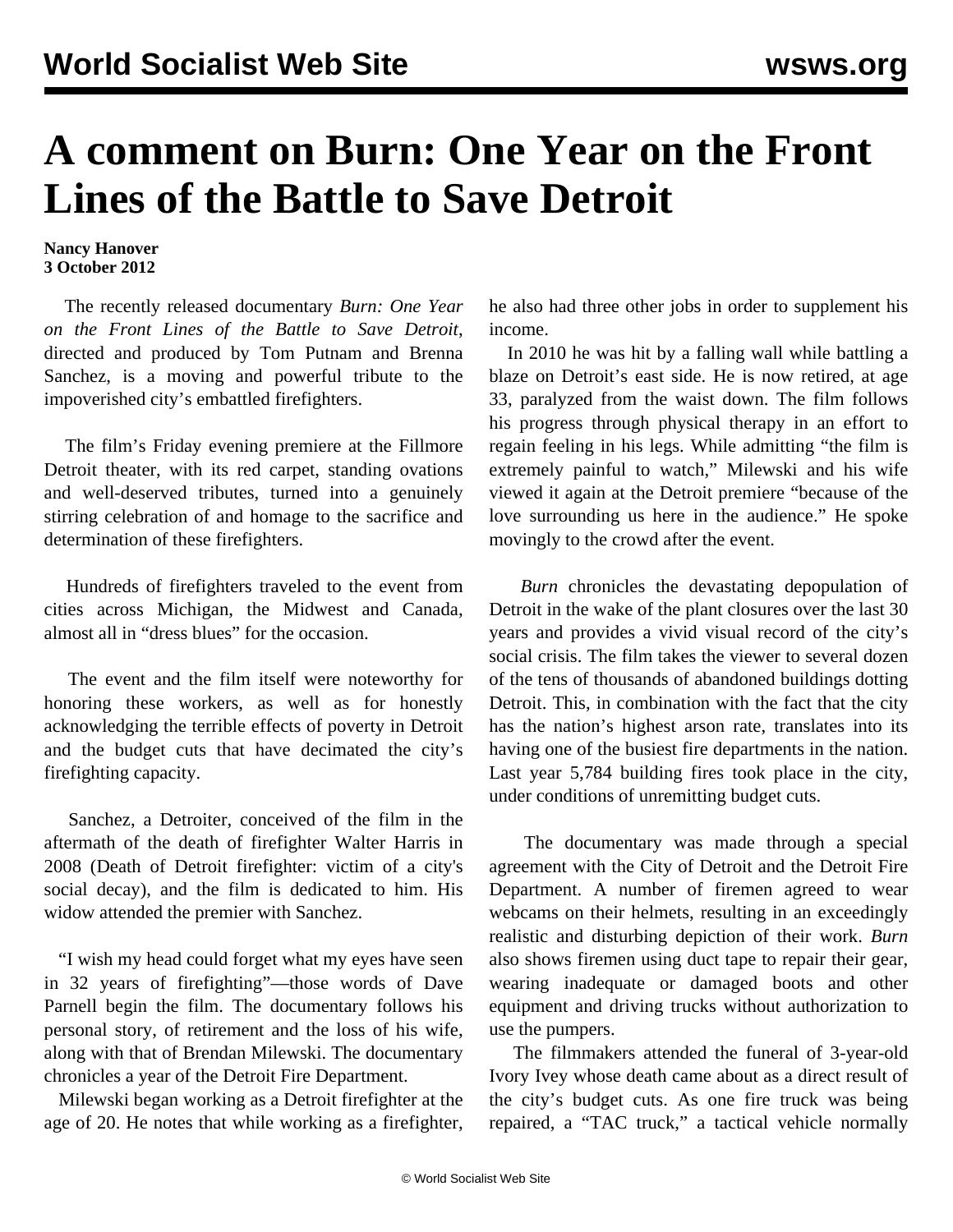# A comment on Burn: One Year on the Front Lines of the Battle to Save Detroit

**Nancy Hanover**
**3 October 2012**

The recently released documentary *Burn: One Year on the Front Lines of the Battle to Save Detroit*, directed and produced by Tom Putnam and Brenna Sanchez, is a moving and powerful tribute to the impoverished city's embattled firefighters.

The film's Friday evening premiere at the Fillmore Detroit theater, with its red carpet, standing ovations and well-deserved tributes, turned into a genuinely stirring celebration of and homage to the sacrifice and determination of these firefighters.

Hundreds of firefighters traveled to the event from cities across Michigan, the Midwest and Canada, almost all in "dress blues" for the occasion.

The event and the film itself were noteworthy for honoring these workers, as well as for honestly acknowledging the terrible effects of poverty in Detroit and the budget cuts that have decimated the city's firefighting capacity.

Sanchez, a Detroiter, conceived of the film in the aftermath of the death of firefighter Walter Harris in 2008 (Death of Detroit firefighter: victim of a city's social decay), and the film is dedicated to him. His widow attended the premier with Sanchez.

"I wish my head could forget what my eyes have seen in 32 years of firefighting"—those words of Dave Parnell begin the film. The documentary follows his personal story, of retirement and the loss of his wife, along with that of Brendan Milewski. The documentary chronicles a year of the Detroit Fire Department.

Milewski began working as a Detroit firefighter at the age of 20. He notes that while working as a firefighter, he also had three other jobs in order to supplement his income.

In 2010 he was hit by a falling wall while battling a blaze on Detroit's east side. He is now retired, at age 33, paralyzed from the waist down. The film follows his progress through physical therapy in an effort to regain feeling in his legs. While admitting "the film is extremely painful to watch," Milewski and his wife viewed it again at the Detroit premiere "because of the love surrounding us here in the audience." He spoke movingly to the crowd after the event.

*Burn* chronicles the devastating depopulation of Detroit in the wake of the plant closures over the last 30 years and provides a vivid visual record of the city's social crisis. The film takes the viewer to several dozen of the tens of thousands of abandoned buildings dotting Detroit. This, in combination with the fact that the city has the nation's highest arson rate, translates into its having one of the busiest fire departments in the nation. Last year 5,784 building fires took place in the city, under conditions of unremitting budget cuts.

The documentary was made through a special agreement with the City of Detroit and the Detroit Fire Department. A number of firemen agreed to wear webcams on their helmets, resulting in an exceedingly realistic and disturbing depiction of their work. *Burn* also shows firemen using duct tape to repair their gear, wearing inadequate or damaged boots and other equipment and driving trucks without authorization to use the pumpers.

The filmmakers attended the funeral of 3-year-old Ivory Ivey whose death came about as a direct result of the city's budget cuts. As one fire truck was being repaired, a "TAC truck," a tactical vehicle normally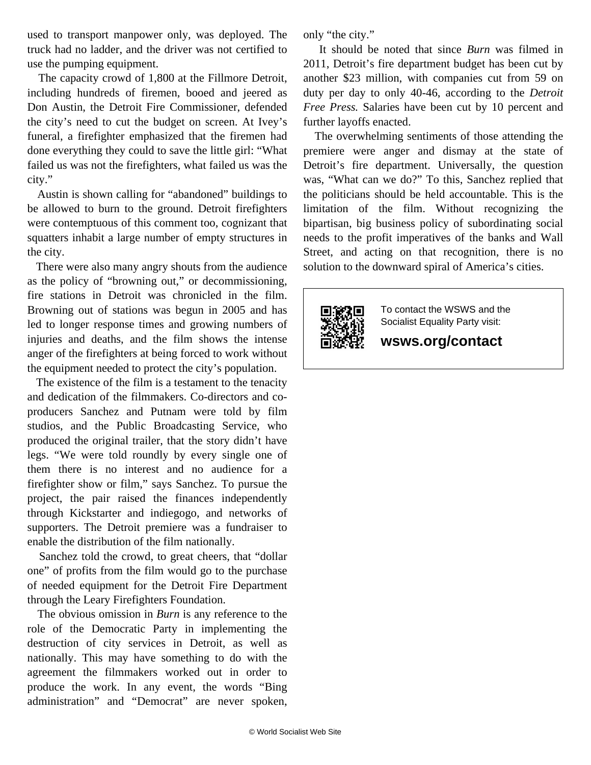used to transport manpower only, was deployed. The truck had no ladder, and the driver was not certified to use the pumping equipment.

The capacity crowd of 1,800 at the Fillmore Detroit, including hundreds of firemen, booed and jeered as Don Austin, the Detroit Fire Commissioner, defended the city's need to cut the budget on screen. At Ivey's funeral, a firefighter emphasized that the firemen had done everything they could to save the little girl: "What failed us was not the firefighters, what failed us was the city."

Austin is shown calling for "abandoned" buildings to be allowed to burn to the ground. Detroit firefighters were contemptuous of this comment too, cognizant that squatters inhabit a large number of empty structures in the city.

There were also many angry shouts from the audience as the policy of "browning out," or decommissioning, fire stations in Detroit was chronicled in the film. Browning out of stations was begun in 2005 and has led to longer response times and growing numbers of injuries and deaths, and the film shows the intense anger of the firefighters at being forced to work without the equipment needed to protect the city's population.

The existence of the film is a testament to the tenacity and dedication of the filmmakers. Co-directors and co-producers Sanchez and Putnam were told by film studios, and the Public Broadcasting Service, who produced the original trailer, that the story didn't have legs. "We were told roundly by every single one of them there is no interest and no audience for a firefighter show or film," says Sanchez. To pursue the project, the pair raised the finances independently through Kickstarter and indiegogo, and networks of supporters. The Detroit premiere was a fundraiser to enable the distribution of the film nationally.

Sanchez told the crowd, to great cheers, that "dollar one" of profits from the film would go to the purchase of needed equipment for the Detroit Fire Department through the Leary Firefighters Foundation.

The obvious omission in *Burn* is any reference to the role of the Democratic Party in implementing the destruction of city services in Detroit, as well as nationally. This may have something to do with the agreement the filmmakers worked out in order to produce the work. In any event, the words "Bing administration" and "Democrat" are never spoken, only "the city."

It should be noted that since *Burn* was filmed in 2011, Detroit's fire department budget has been cut by another $23 million, with companies cut from 59 on duty per day to only 40-46, according to the *Detroit Free Press.* Salaries have been cut by 10 percent and further layoffs enacted.

The overwhelming sentiments of those attending the premiere were anger and dismay at the state of Detroit's fire department. Universally, the question was, "What can we do?" To this, Sanchez replied that the politicians should be held accountable. This is the limitation of the film. Without recognizing the bipartisan, big business policy of subordinating social needs to the profit imperatives of the banks and Wall Street, and acting on that recognition, there is no solution to the downward spiral of America's cities.

To contact the WSWS and the Socialist Equality Party visit:

**wsws.org/contact**